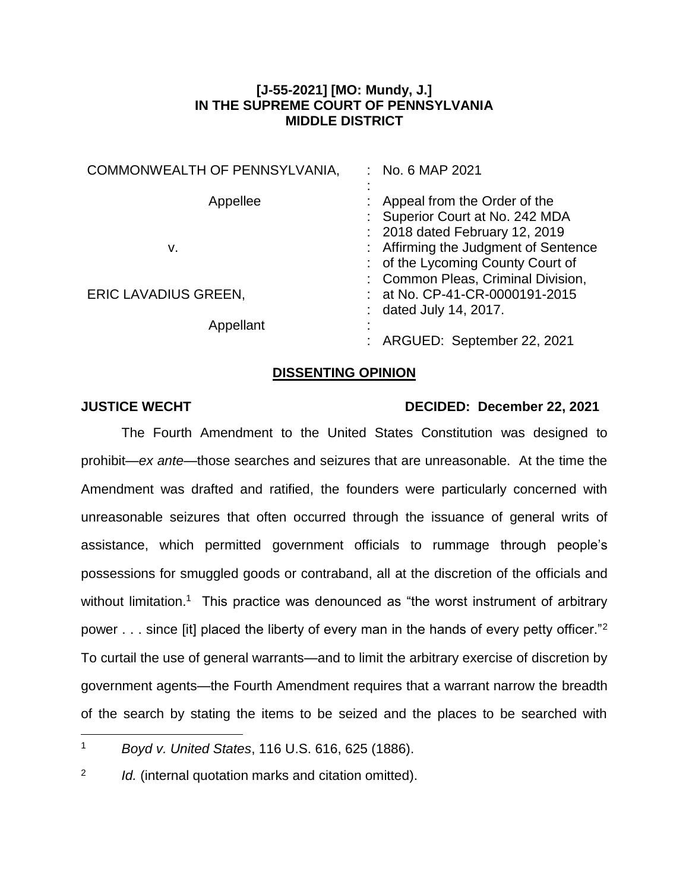**[J-55-2021] [MO: Mundy, J.]**
**IN THE SUPREME COURT OF PENNSYLVANIA**
**MIDDLE DISTRICT**

| | |
|---|---|
| COMMONWEALTH OF PENNSYLVANIA, | : No. 6 MAP 2021 |
| Appellee | : Appeal from the Order of the Superior Court at No. 242 MDA 2018 dated February 12, 2019 Affirming the Judgment of Sentence of the Lycoming County Court of Common Pleas, Criminal Division, at No. CP-41-CR-0000191-2015 dated July 14, 2017. |
| v. | : |
| ERIC LAVADIUS GREEN, | : |
| Appellant | : ARGUED: September 22, 2021 |

## DISSENTING OPINION

**JUSTICE WECHT** **DECIDED: December 22, 2021**

The Fourth Amendment to the United States Constitution was designed to prohibit—*ex ante*—those searches and seizures that are unreasonable. At the time the Amendment was drafted and ratified, the founders were particularly concerned with unreasonable seizures that often occurred through the issuance of general writs of assistance, which permitted government officials to rummage through people's possessions for smuggled goods or contraband, all at the discretion of the officials and without limitation.[1] This practice was denounced as "the worst instrument of arbitrary power . . . since [it] placed the liberty of every man in the hands of every petty officer."[2] To curtail the use of general warrants—and to limit the arbitrary exercise of discretion by government agents—the Fourth Amendment requires that a warrant narrow the breadth of the search by stating the items to be seized and the places to be searched with

---

[1] *Boyd v. United States*, 116 U.S. 616, 625 (1886).

[2] *Id.* (internal quotation marks and citation omitted).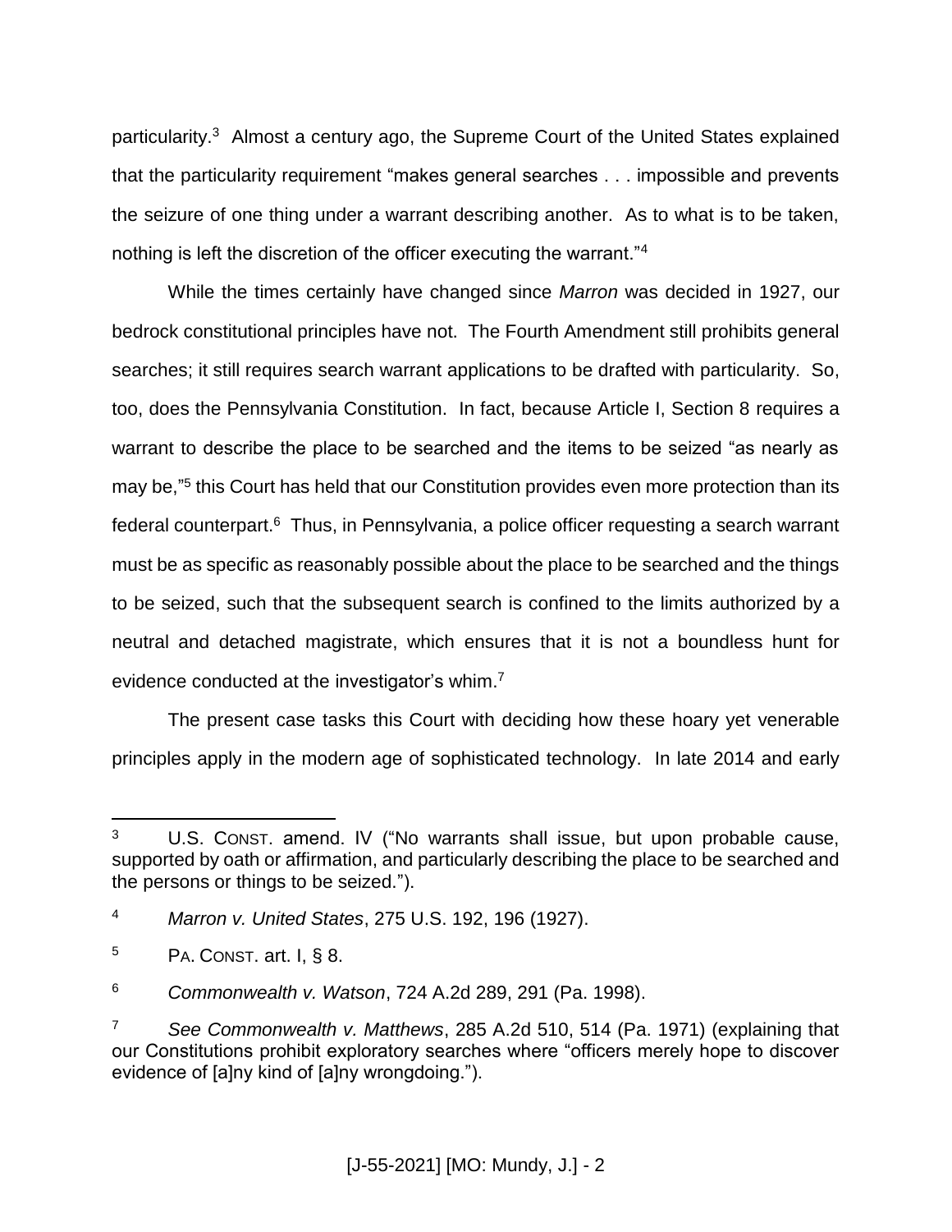particularity.[3] Almost a century ago, the Supreme Court of the United States explained that the particularity requirement "makes general searches . . . impossible and prevents the seizure of one thing under a warrant describing another. As to what is to be taken, nothing is left the discretion of the officer executing the warrant."[4]

While the times certainly have changed since *Marron* was decided in 1927, our bedrock constitutional principles have not. The Fourth Amendment still prohibits general searches; it still requires search warrant applications to be drafted with particularity. So, too, does the Pennsylvania Constitution. In fact, because Article I, Section 8 requires a warrant to describe the place to be searched and the items to be seized "as nearly as may be,"[5] this Court has held that our Constitution provides even more protection than its federal counterpart.[6] Thus, in Pennsylvania, a police officer requesting a search warrant must be as specific as reasonably possible about the place to be searched and the things to be seized, such that the subsequent search is confined to the limits authorized by a neutral and detached magistrate, which ensures that it is not a boundless hunt for evidence conducted at the investigator's whim.[7]

The present case tasks this Court with deciding how these hoary yet venerable principles apply in the modern age of sophisticated technology. In late 2014 and early

---

[3] U.S. CONST. amend. IV ("No warrants shall issue, but upon probable cause, supported by oath or affirmation, and particularly describing the place to be searched and the persons or things to be seized.").

[4] *Marron v. United States*, 275 U.S. 192, 196 (1927).

[5] PA. CONST. art. I, § 8.

[6] *Commonwealth v. Watson*, 724 A.2d 289, 291 (Pa. 1998).

[7] *See Commonwealth v. Matthews*, 285 A.2d 510, 514 (Pa. 1971) (explaining that our Constitutions prohibit exploratory searches where "officers merely hope to discover evidence of [a]ny kind of [a]ny wrongdoing.").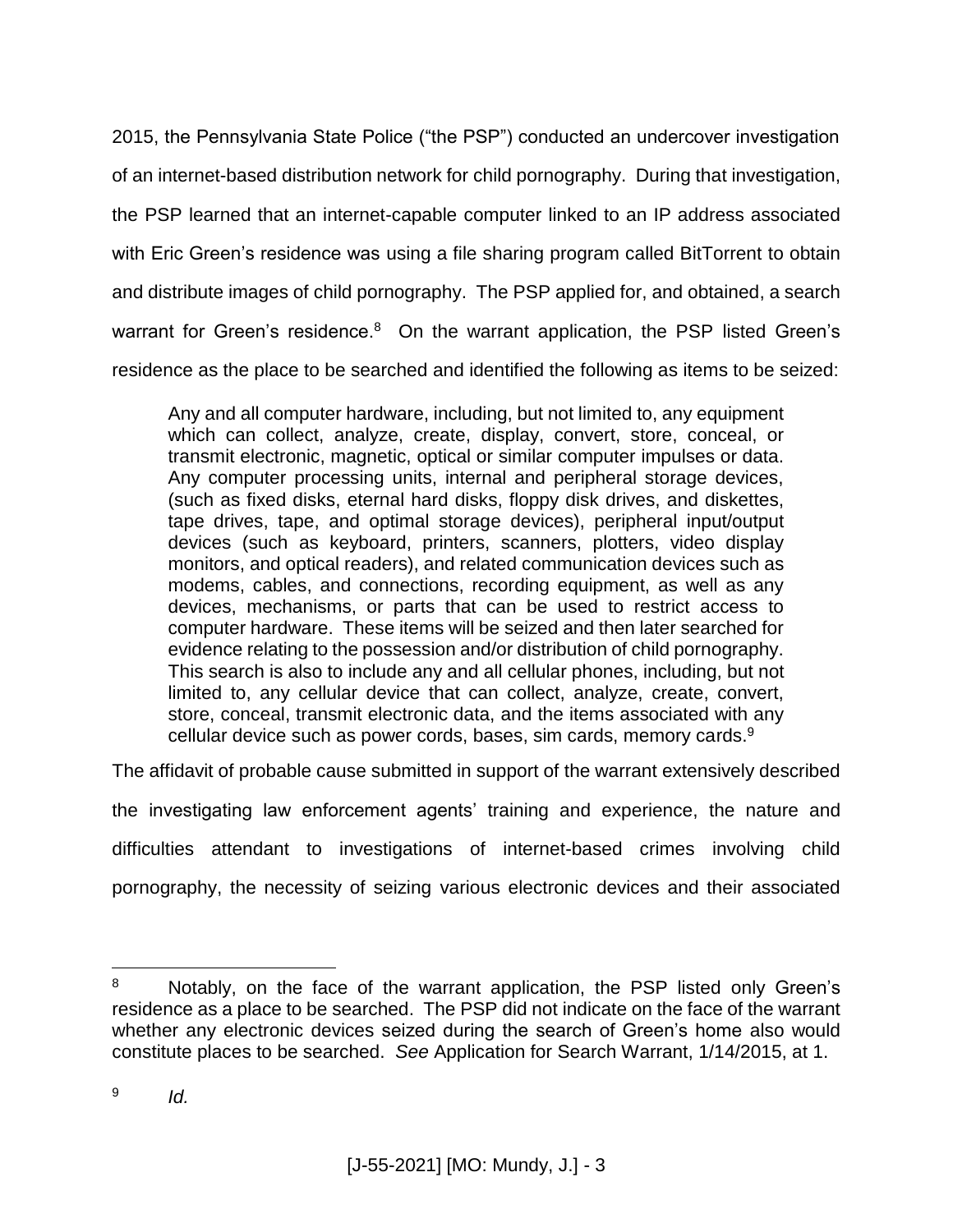2015, the Pennsylvania State Police ("the PSP") conducted an undercover investigation of an internet-based distribution network for child pornography. During that investigation, the PSP learned that an internet-capable computer linked to an IP address associated with Eric Green's residence was using a file sharing program called BitTorrent to obtain and distribute images of child pornography. The PSP applied for, and obtained, a search warrant for Green's residence.[8] On the warrant application, the PSP listed Green's residence as the place to be searched and identified the following as items to be seized:

> Any and all computer hardware, including, but not limited to, any equipment which can collect, analyze, create, display, convert, store, conceal, or transmit electronic, magnetic, optical or similar computer impulses or data. Any computer processing units, internal and peripheral storage devices, (such as fixed disks, eternal hard disks, floppy disk drives, and diskettes, tape drives, tape, and optimal storage devices), peripheral input/output devices (such as keyboard, printers, scanners, plotters, video display monitors, and optical readers), and related communication devices such as modems, cables, and connections, recording equipment, as well as any devices, mechanisms, or parts that can be used to restrict access to computer hardware. These items will be seized and then later searched for evidence relating to the possession and/or distribution of child pornography. This search is also to include any and all cellular phones, including, but not limited to, any cellular device that can collect, analyze, create, convert, store, conceal, transmit electronic data, and the items associated with any cellular device such as power cords, bases, sim cards, memory cards.[9]

The affidavit of probable cause submitted in support of the warrant extensively described the investigating law enforcement agents' training and experience, the nature and difficulties attendant to investigations of internet-based crimes involving child pornography, the necessity of seizing various electronic devices and their associated

---

[8] Notably, on the face of the warrant application, the PSP listed only Green's residence as a place to be searched. The PSP did not indicate on the face of the warrant whether any electronic devices seized during the search of Green's home also would constitute places to be searched. *See* Application for Search Warrant, 1/14/2015, at 1.

[9] *Id.*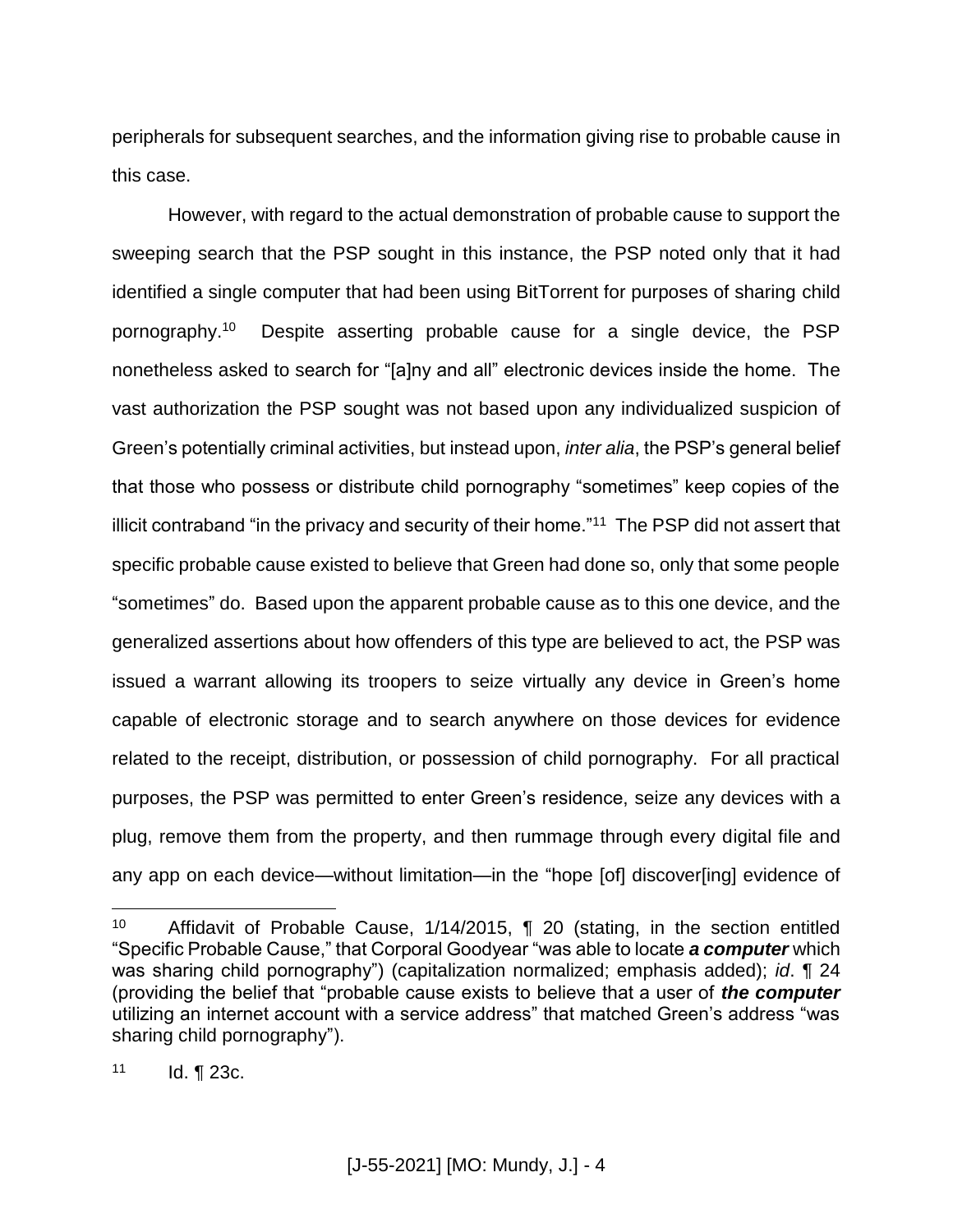peripherals for subsequent searches, and the information giving rise to probable cause in this case.

However, with regard to the actual demonstration of probable cause to support the sweeping search that the PSP sought in this instance, the PSP noted only that it had identified a single computer that had been using BitTorrent for purposes of sharing child pornography.[10] Despite asserting probable cause for a single device, the PSP nonetheless asked to search for "[a]ny and all" electronic devices inside the home. The vast authorization the PSP sought was not based upon any individualized suspicion of Green's potentially criminal activities, but instead upon, *inter alia*, the PSP's general belief that those who possess or distribute child pornography "sometimes" keep copies of the illicit contraband "in the privacy and security of their home."[11] The PSP did not assert that specific probable cause existed to believe that Green had done so, only that some people "sometimes" do. Based upon the apparent probable cause as to this one device, and the generalized assertions about how offenders of this type are believed to act, the PSP was issued a warrant allowing its troopers to seize virtually any device in Green's home capable of electronic storage and to search anywhere on those devices for evidence related to the receipt, distribution, or possession of child pornography. For all practical purposes, the PSP was permitted to enter Green's residence, seize any devices with a plug, remove them from the property, and then rummage through every digital file and any app on each device—without limitation—in the "hope [of] discover[ing] evidence of

---

[10] Affidavit of Probable Cause, 1/14/2015, ¶ 20 (stating, in the section entitled "Specific Probable Cause," that Corporal Goodyear "was able to locate ***a computer*** which was sharing child pornography") (capitalization normalized; emphasis added); *id*. ¶ 24 (providing the belief that "probable cause exists to believe that a user of ***the computer*** utilizing an internet account with a service address" that matched Green's address "was sharing child pornography").

[11] Id. ¶ 23c.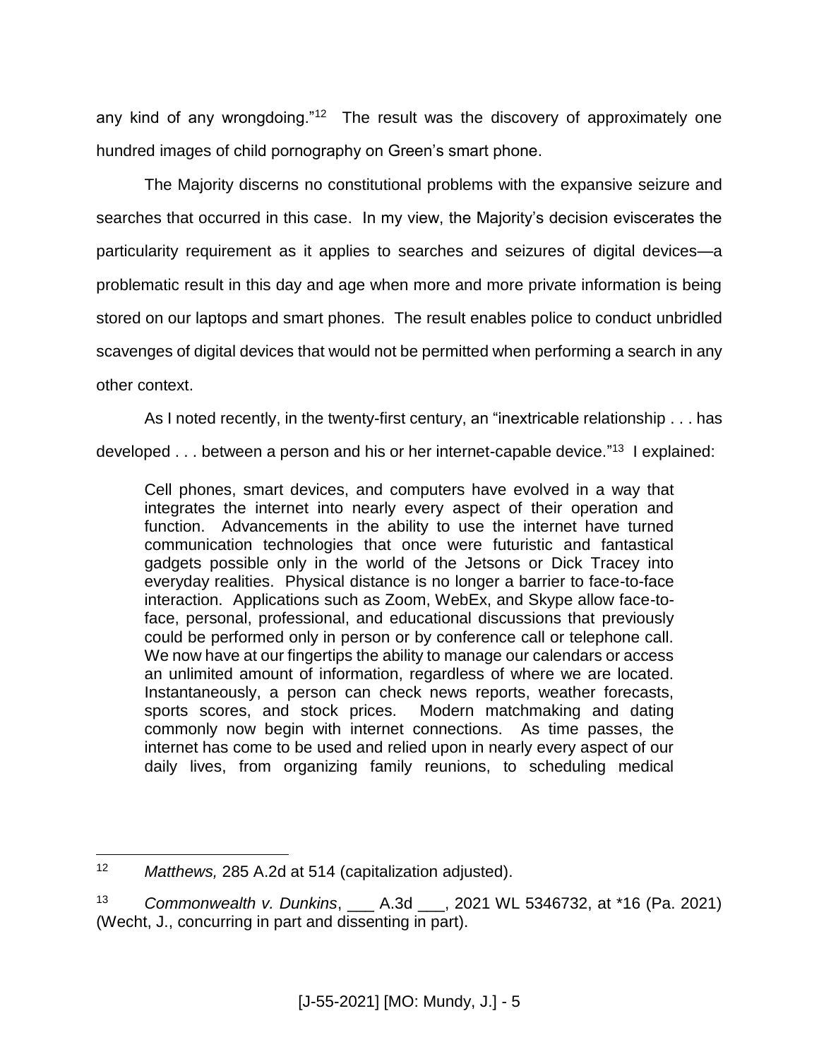any kind of any wrongdoing."[12] The result was the discovery of approximately one hundred images of child pornography on Green's smart phone.

The Majority discerns no constitutional problems with the expansive seizure and searches that occurred in this case. In my view, the Majority's decision eviscerates the particularity requirement as it applies to searches and seizures of digital devices—a problematic result in this day and age when more and more private information is being stored on our laptops and smart phones. The result enables police to conduct unbridled scavenges of digital devices that would not be permitted when performing a search in any other context.

As I noted recently, in the twenty-first century, an "inextricable relationship . . . has developed . . . between a person and his or her internet-capable device."[13] I explained:

> Cell phones, smart devices, and computers have evolved in a way that integrates the internet into nearly every aspect of their operation and function. Advancements in the ability to use the internet have turned communication technologies that once were futuristic and fantastical gadgets possible only in the world of the Jetsons or Dick Tracey into everyday realities. Physical distance is no longer a barrier to face-to-face interaction. Applications such as Zoom, WebEx, and Skype allow face-to-face, personal, professional, and educational discussions that previously could be performed only in person or by conference call or telephone call. We now have at our fingertips the ability to manage our calendars or access an unlimited amount of information, regardless of where we are located. Instantaneously, a person can check news reports, weather forecasts, sports scores, and stock prices. Modern matchmaking and dating commonly now begin with internet connections. As time passes, the internet has come to be used and relied upon in nearly every aspect of our daily lives, from organizing family reunions, to scheduling medical

---

[12] *Matthews,* 285 A.2d at 514 (capitalization adjusted).

[13] *Commonwealth v. Dunkins*, ___ A.3d ___, 2021 WL 5346732, at *16 (Pa. 2021) (Wecht, J., concurring in part and dissenting in part).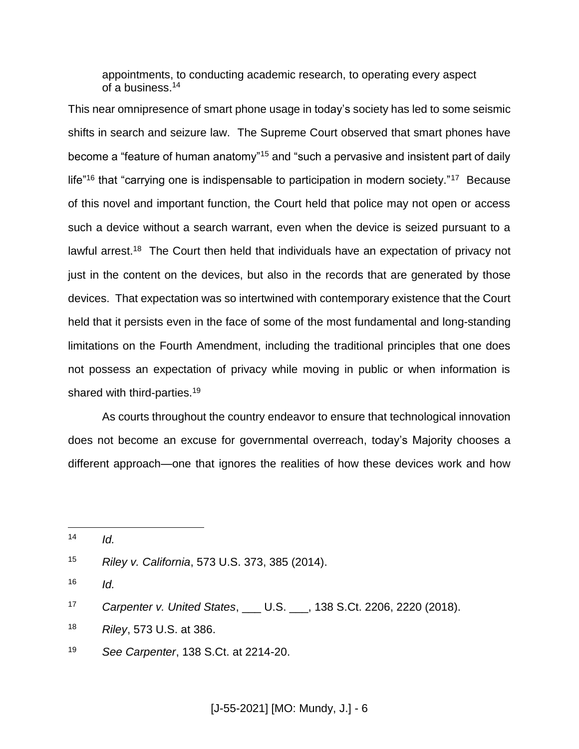> appointments, to conducting academic research, to operating every aspect of a business.[14]

This near omnipresence of smart phone usage in today's society has led to some seismic shifts in search and seizure law. The Supreme Court observed that smart phones have become a "feature of human anatomy"[15] and "such a pervasive and insistent part of daily life"[16] that "carrying one is indispensable to participation in modern society."[17] Because of this novel and important function, the Court held that police may not open or access such a device without a search warrant, even when the device is seized pursuant to a lawful arrest.[18] The Court then held that individuals have an expectation of privacy not just in the content on the devices, but also in the records that are generated by those devices. That expectation was so intertwined with contemporary existence that the Court held that it persists even in the face of some of the most fundamental and long-standing limitations on the Fourth Amendment, including the traditional principles that one does not possess an expectation of privacy while moving in public or when information is shared with third-parties.[19]

As courts throughout the country endeavor to ensure that technological innovation does not become an excuse for governmental overreach, today's Majority chooses a different approach—one that ignores the realities of how these devices work and how

---

[14] *Id.*

[15] *Riley v. California*, 573 U.S. 373, 385 (2014).

[16] *Id.*

[17] *Carpenter v. United States*, ___ U.S. ___, 138 S.Ct. 2206, 2220 (2018).

[18] *Riley*, 573 U.S. at 386.

[19] *See Carpenter*, 138 S.Ct. at 2214-20.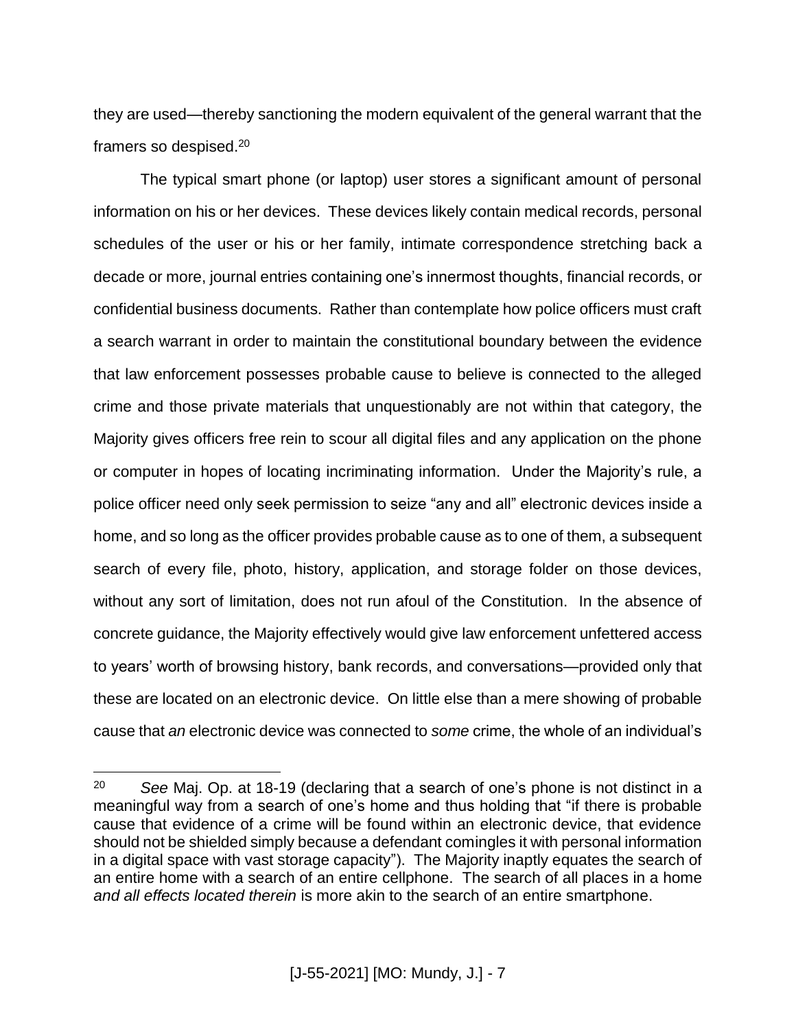they are used—thereby sanctioning the modern equivalent of the general warrant that the framers so despised.[20]

The typical smart phone (or laptop) user stores a significant amount of personal information on his or her devices. These devices likely contain medical records, personal schedules of the user or his or her family, intimate correspondence stretching back a decade or more, journal entries containing one's innermost thoughts, financial records, or confidential business documents. Rather than contemplate how police officers must craft a search warrant in order to maintain the constitutional boundary between the evidence that law enforcement possesses probable cause to believe is connected to the alleged crime and those private materials that unquestionably are not within that category, the Majority gives officers free rein to scour all digital files and any application on the phone or computer in hopes of locating incriminating information. Under the Majority's rule, a police officer need only seek permission to seize "any and all" electronic devices inside a home, and so long as the officer provides probable cause as to one of them, a subsequent search of every file, photo, history, application, and storage folder on those devices, without any sort of limitation, does not run afoul of the Constitution. In the absence of concrete guidance, the Majority effectively would give law enforcement unfettered access to years' worth of browsing history, bank records, and conversations—provided only that these are located on an electronic device. On little else than a mere showing of probable cause that *an* electronic device was connected to *some* crime, the whole of an individual's

---

[20] *See* Maj. Op. at 18-19 (declaring that a search of one's phone is not distinct in a meaningful way from a search of one's home and thus holding that "if there is probable cause that evidence of a crime will be found within an electronic device, that evidence should not be shielded simply because a defendant comingles it with personal information in a digital space with vast storage capacity"). The Majority inaptly equates the search of an entire home with a search of an entire cellphone. The search of all places in a home *and all effects located therein* is more akin to the search of an entire smartphone.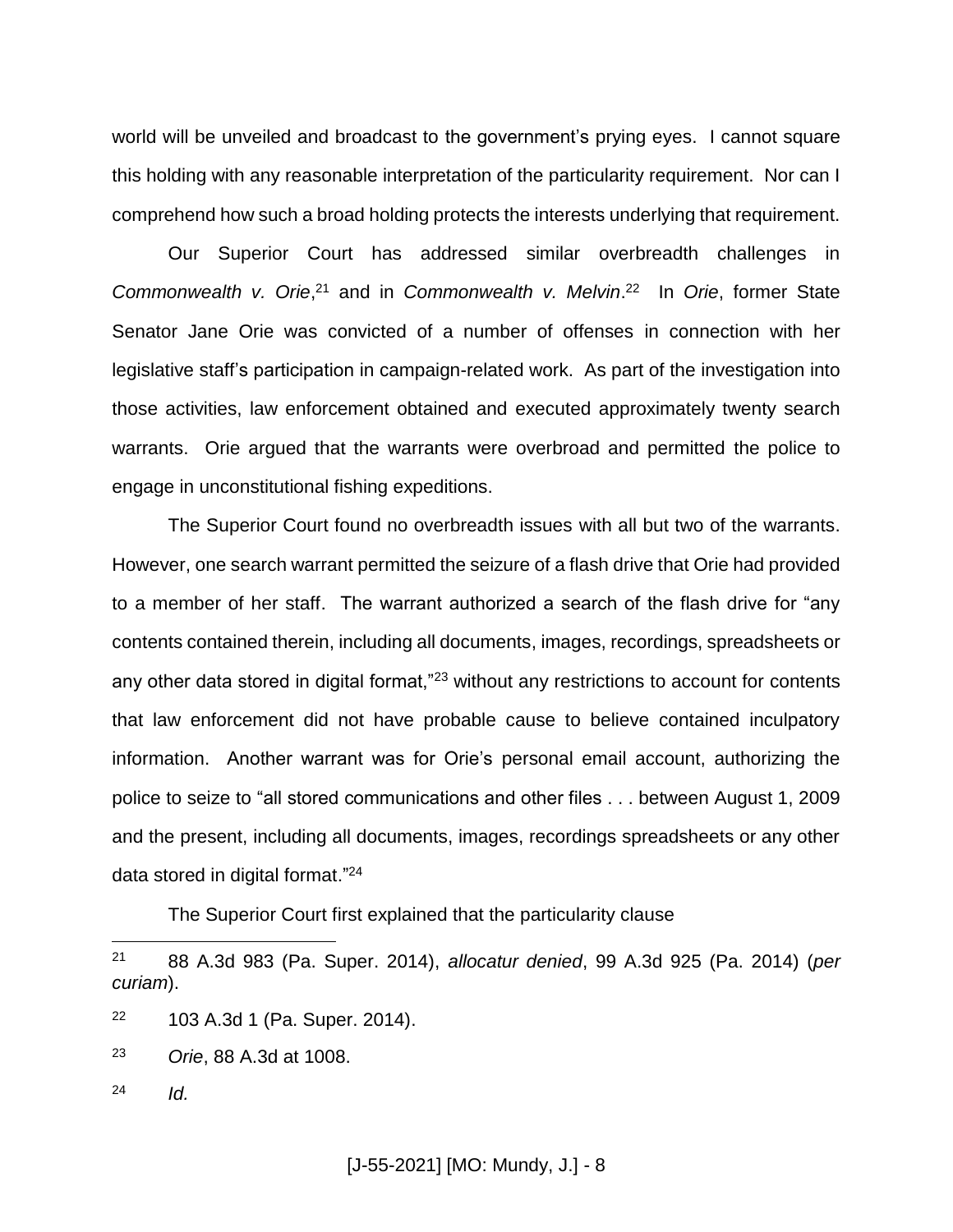world will be unveiled and broadcast to the government's prying eyes. I cannot square this holding with any reasonable interpretation of the particularity requirement. Nor can I comprehend how such a broad holding protects the interests underlying that requirement.

Our Superior Court has addressed similar overbreadth challenges in *Commonwealth v. Orie*,[21] and in *Commonwealth v. Melvin*.[22] In *Orie*, former State Senator Jane Orie was convicted of a number of offenses in connection with her legislative staff's participation in campaign-related work. As part of the investigation into those activities, law enforcement obtained and executed approximately twenty search warrants. Orie argued that the warrants were overbroad and permitted the police to engage in unconstitutional fishing expeditions.

The Superior Court found no overbreadth issues with all but two of the warrants. However, one search warrant permitted the seizure of a flash drive that Orie had provided to a member of her staff. The warrant authorized a search of the flash drive for "any contents contained therein, including all documents, images, recordings, spreadsheets or any other data stored in digital format,"[23] without any restrictions to account for contents that law enforcement did not have probable cause to believe contained inculpatory information. Another warrant was for Orie's personal email account, authorizing the police to seize to "all stored communications and other files . . . between August 1, 2009 and the present, including all documents, images, recordings spreadsheets or any other data stored in digital format."[24]

The Superior Court first explained that the particularity clause

---

[21] 88 A.3d 983 (Pa. Super. 2014), *allocatur denied*, 99 A.3d 925 (Pa. 2014) (*per curiam*).

[22] 103 A.3d 1 (Pa. Super. 2014).

[23] *Orie*, 88 A.3d at 1008.

[24] *Id.*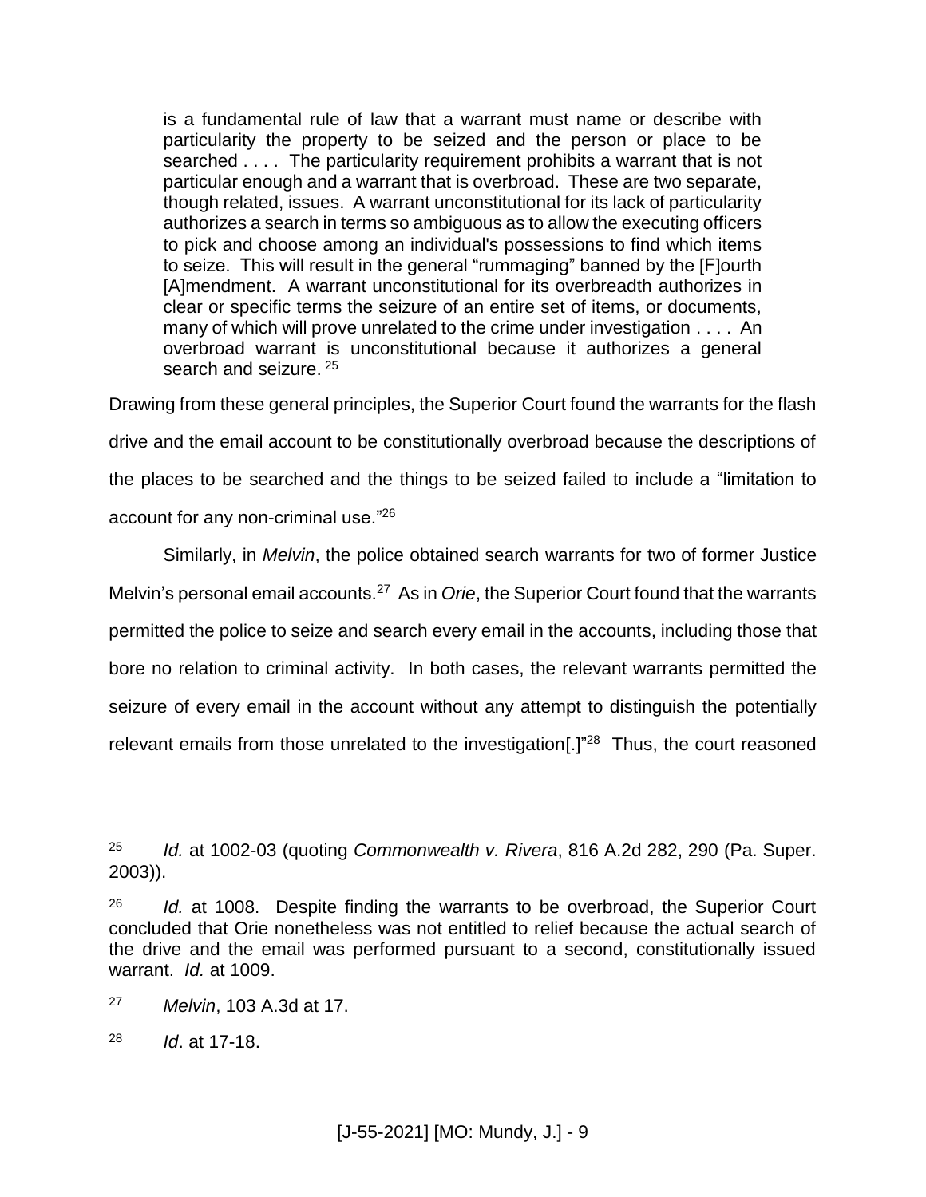> is a fundamental rule of law that a warrant must name or describe with particularity the property to be seized and the person or place to be searched . . . . The particularity requirement prohibits a warrant that is not particular enough and a warrant that is overbroad. These are two separate, though related, issues. A warrant unconstitutional for its lack of particularity authorizes a search in terms so ambiguous as to allow the executing officers to pick and choose among an individual's possessions to find which items to seize. This will result in the general "rummaging" banned by the [F]ourth [A]mendment. A warrant unconstitutional for its overbreadth authorizes in clear or specific terms the seizure of an entire set of items, or documents, many of which will prove unrelated to the crime under investigation . . . . An overbroad warrant is unconstitutional because it authorizes a general search and seizure. [25]

Drawing from these general principles, the Superior Court found the warrants for the flash drive and the email account to be constitutionally overbroad because the descriptions of the places to be searched and the things to be seized failed to include a "limitation to account for any non-criminal use."[26]

Similarly, in *Melvin*, the police obtained search warrants for two of former Justice Melvin's personal email accounts.[27] As in *Orie*, the Superior Court found that the warrants permitted the police to seize and search every email in the accounts, including those that bore no relation to criminal activity. In both cases, the relevant warrants permitted the seizure of every email in the account without any attempt to distinguish the potentially relevant emails from those unrelated to the investigation[.]"[28] Thus, the court reasoned

---

[25] *Id.* at 1002-03 (quoting *Commonwealth v. Rivera*, 816 A.2d 282, 290 (Pa. Super. 2003)).

[26] *Id.* at 1008. Despite finding the warrants to be overbroad, the Superior Court concluded that Orie nonetheless was not entitled to relief because the actual search of the drive and the email was performed pursuant to a second, constitutionally issued warrant. *Id.* at 1009.

[27] *Melvin*, 103 A.3d at 17.

[28] *Id*. at 17-18.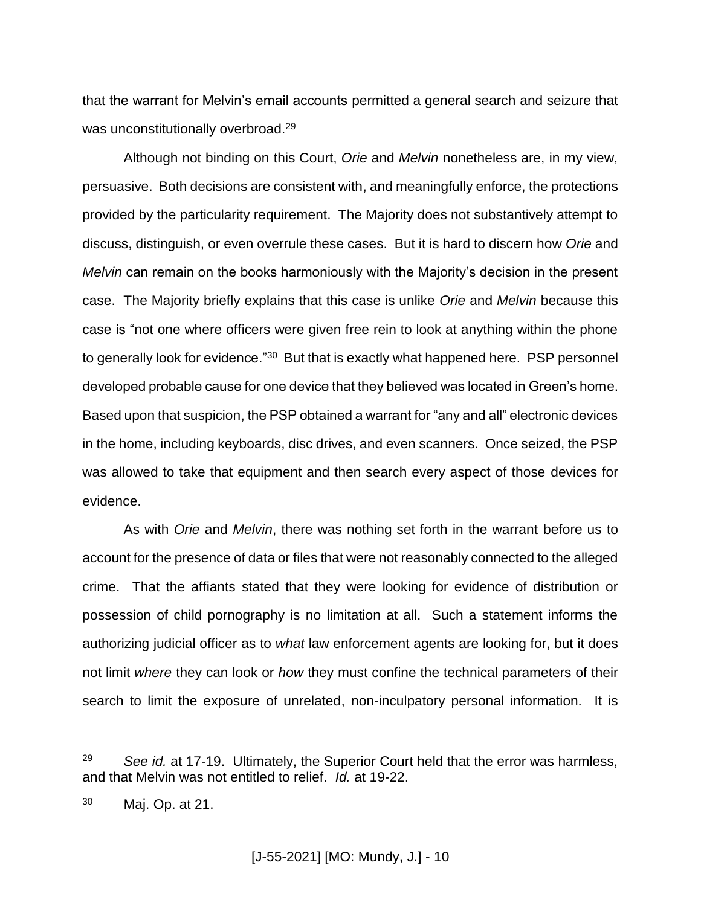that the warrant for Melvin's email accounts permitted a general search and seizure that was unconstitutionally overbroad.[29]

Although not binding on this Court, *Orie* and *Melvin* nonetheless are, in my view, persuasive. Both decisions are consistent with, and meaningfully enforce, the protections provided by the particularity requirement. The Majority does not substantively attempt to discuss, distinguish, or even overrule these cases. But it is hard to discern how *Orie* and *Melvin* can remain on the books harmoniously with the Majority's decision in the present case. The Majority briefly explains that this case is unlike *Orie* and *Melvin* because this case is "not one where officers were given free rein to look at anything within the phone to generally look for evidence."[30] But that is exactly what happened here. PSP personnel developed probable cause for one device that they believed was located in Green's home. Based upon that suspicion, the PSP obtained a warrant for "any and all" electronic devices in the home, including keyboards, disc drives, and even scanners. Once seized, the PSP was allowed to take that equipment and then search every aspect of those devices for evidence.

As with *Orie* and *Melvin*, there was nothing set forth in the warrant before us to account for the presence of data or files that were not reasonably connected to the alleged crime. That the affiants stated that they were looking for evidence of distribution or possession of child pornography is no limitation at all. Such a statement informs the authorizing judicial officer as to *what* law enforcement agents are looking for, but it does not limit *where* they can look or *how* they must confine the technical parameters of their search to limit the exposure of unrelated, non-inculpatory personal information. It is

---

[29] *See id.* at 17-19. Ultimately, the Superior Court held that the error was harmless, and that Melvin was not entitled to relief. *Id.* at 19-22.

[30] Maj. Op. at 21.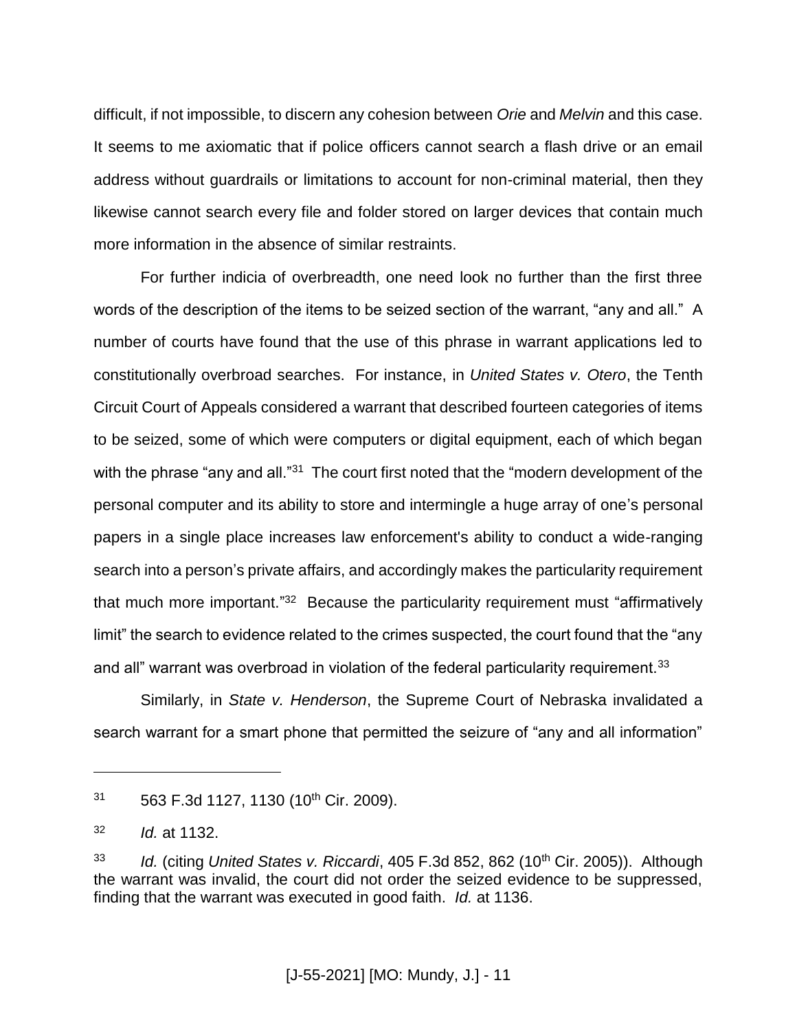difficult, if not impossible, to discern any cohesion between *Orie* and *Melvin* and this case. It seems to me axiomatic that if police officers cannot search a flash drive or an email address without guardrails or limitations to account for non-criminal material, then they likewise cannot search every file and folder stored on larger devices that contain much more information in the absence of similar restraints.

For further indicia of overbreadth, one need look no further than the first three words of the description of the items to be seized section of the warrant, "any and all." A number of courts have found that the use of this phrase in warrant applications led to constitutionally overbroad searches. For instance, in *United States v. Otero*, the Tenth Circuit Court of Appeals considered a warrant that described fourteen categories of items to be seized, some of which were computers or digital equipment, each of which began with the phrase "any and all."[31] The court first noted that the "modern development of the personal computer and its ability to store and intermingle a huge array of one's personal papers in a single place increases law enforcement's ability to conduct a wide-ranging search into a person's private affairs, and accordingly makes the particularity requirement that much more important."[32] Because the particularity requirement must "affirmatively limit" the search to evidence related to the crimes suspected, the court found that the "any and all" warrant was overbroad in violation of the federal particularity requirement.[33]

Similarly, in *State v. Henderson*, the Supreme Court of Nebraska invalidated a search warrant for a smart phone that permitted the seizure of "any and all information"

---

[31] 563 F.3d 1127, 1130 (10th Cir. 2009).

[32] *Id.* at 1132.

[33] *Id.* (citing *United States v. Riccardi*, 405 F.3d 852, 862 (10th Cir. 2005)). Although the warrant was invalid, the court did not order the seized evidence to be suppressed, finding that the warrant was executed in good faith. *Id.* at 1136.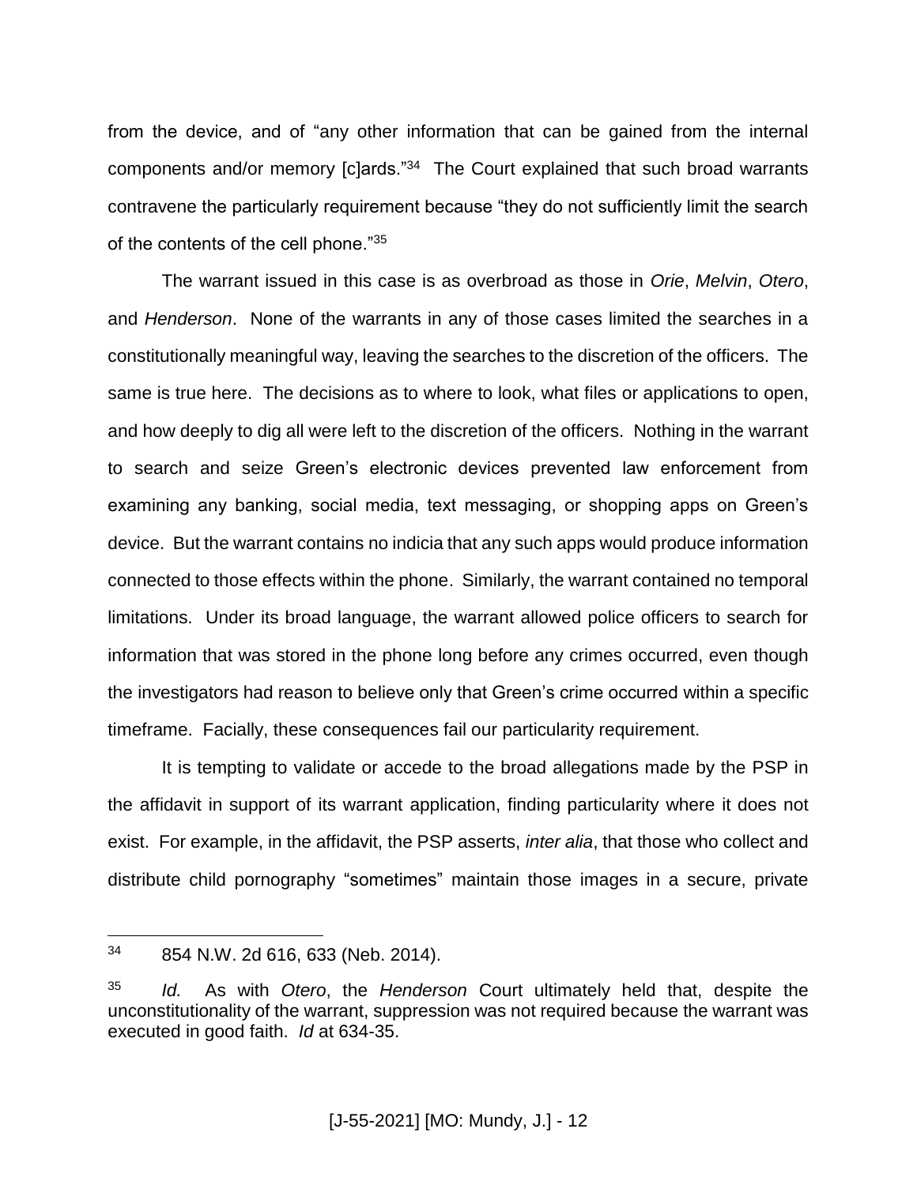from the device, and of "any other information that can be gained from the internal components and/or memory [c]ards."[34] The Court explained that such broad warrants contravene the particularly requirement because "they do not sufficiently limit the search of the contents of the cell phone."[35]

The warrant issued in this case is as overbroad as those in *Orie*, *Melvin*, *Otero*, and *Henderson*. None of the warrants in any of those cases limited the searches in a constitutionally meaningful way, leaving the searches to the discretion of the officers. The same is true here. The decisions as to where to look, what files or applications to open, and how deeply to dig all were left to the discretion of the officers. Nothing in the warrant to search and seize Green's electronic devices prevented law enforcement from examining any banking, social media, text messaging, or shopping apps on Green's device. But the warrant contains no indicia that any such apps would produce information connected to those effects within the phone. Similarly, the warrant contained no temporal limitations. Under its broad language, the warrant allowed police officers to search for information that was stored in the phone long before any crimes occurred, even though the investigators had reason to believe only that Green's crime occurred within a specific timeframe. Facially, these consequences fail our particularity requirement.

It is tempting to validate or accede to the broad allegations made by the PSP in the affidavit in support of its warrant application, finding particularity where it does not exist. For example, in the affidavit, the PSP asserts, *inter alia*, that those who collect and distribute child pornography "sometimes" maintain those images in a secure, private

---

[34] 854 N.W. 2d 616, 633 (Neb. 2014).

[35] *Id.* As with *Otero*, the *Henderson* Court ultimately held that, despite the unconstitutionality of the warrant, suppression was not required because the warrant was executed in good faith. *Id* at 634-35.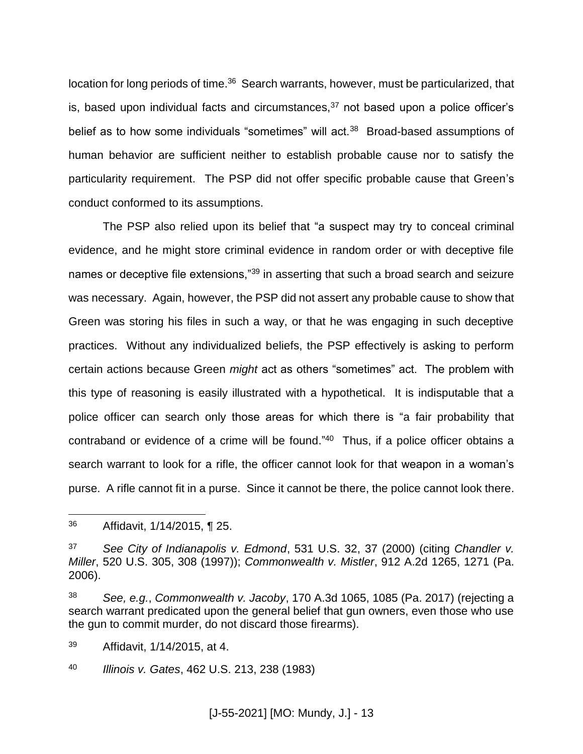location for long periods of time.[36] Search warrants, however, must be particularized, that is, based upon individual facts and circumstances,[37] not based upon a police officer's belief as to how some individuals "sometimes" will act.[38] Broad-based assumptions of human behavior are sufficient neither to establish probable cause nor to satisfy the particularity requirement. The PSP did not offer specific probable cause that Green's conduct conformed to its assumptions.

The PSP also relied upon its belief that "a suspect may try to conceal criminal evidence, and he might store criminal evidence in random order or with deceptive file names or deceptive file extensions,"[39] in asserting that such a broad search and seizure was necessary. Again, however, the PSP did not assert any probable cause to show that Green was storing his files in such a way, or that he was engaging in such deceptive practices. Without any individualized beliefs, the PSP effectively is asking to perform certain actions because Green *might* act as others "sometimes" act. The problem with this type of reasoning is easily illustrated with a hypothetical. It is indisputable that a police officer can search only those areas for which there is "a fair probability that contraband or evidence of a crime will be found."[40] Thus, if a police officer obtains a search warrant to look for a rifle, the officer cannot look for that weapon in a woman's purse. A rifle cannot fit in a purse. Since it cannot be there, the police cannot look there.

---

[36] Affidavit, 1/14/2015, ¶ 25.

[37] *See City of Indianapolis v. Edmond*, 531 U.S. 32, 37 (2000) (citing *Chandler v. Miller*, 520 U.S. 305, 308 (1997)); *Commonwealth v. Mistler*, 912 A.2d 1265, 1271 (Pa. 2006).

[38] *See, e.g.*, *Commonwealth v. Jacoby*, 170 A.3d 1065, 1085 (Pa. 2017) (rejecting a search warrant predicated upon the general belief that gun owners, even those who use the gun to commit murder, do not discard those firearms).

[39] Affidavit, 1/14/2015, at 4.

[40] *Illinois v. Gates*, 462 U.S. 213, 238 (1983)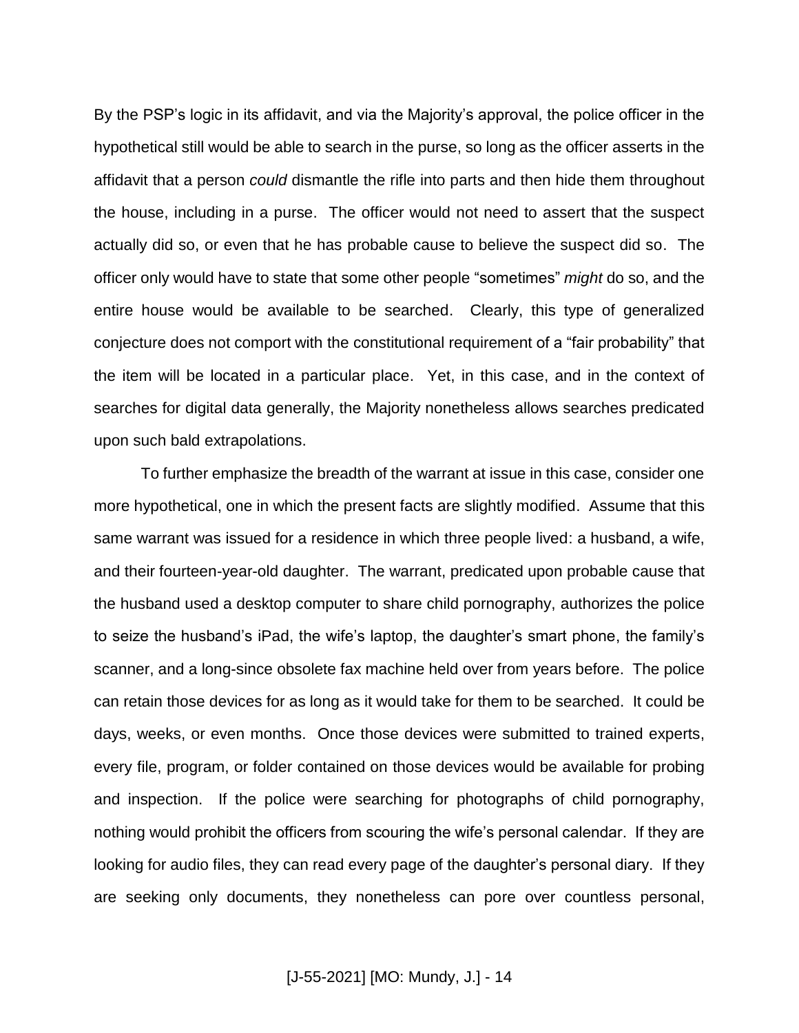By the PSP's logic in its affidavit, and via the Majority's approval, the police officer in the hypothetical still would be able to search in the purse, so long as the officer asserts in the affidavit that a person *could* dismantle the rifle into parts and then hide them throughout the house, including in a purse. The officer would not need to assert that the suspect actually did so, or even that he has probable cause to believe the suspect did so. The officer only would have to state that some other people "sometimes" *might* do so, and the entire house would be available to be searched. Clearly, this type of generalized conjecture does not comport with the constitutional requirement of a "fair probability" that the item will be located in a particular place. Yet, in this case, and in the context of searches for digital data generally, the Majority nonetheless allows searches predicated upon such bald extrapolations.

To further emphasize the breadth of the warrant at issue in this case, consider one more hypothetical, one in which the present facts are slightly modified. Assume that this same warrant was issued for a residence in which three people lived: a husband, a wife, and their fourteen-year-old daughter. The warrant, predicated upon probable cause that the husband used a desktop computer to share child pornography, authorizes the police to seize the husband's iPad, the wife's laptop, the daughter's smart phone, the family's scanner, and a long-since obsolete fax machine held over from years before. The police can retain those devices for as long as it would take for them to be searched. It could be days, weeks, or even months. Once those devices were submitted to trained experts, every file, program, or folder contained on those devices would be available for probing and inspection. If the police were searching for photographs of child pornography, nothing would prohibit the officers from scouring the wife's personal calendar. If they are looking for audio files, they can read every page of the daughter's personal diary. If they are seeking only documents, they nonetheless can pore over countless personal,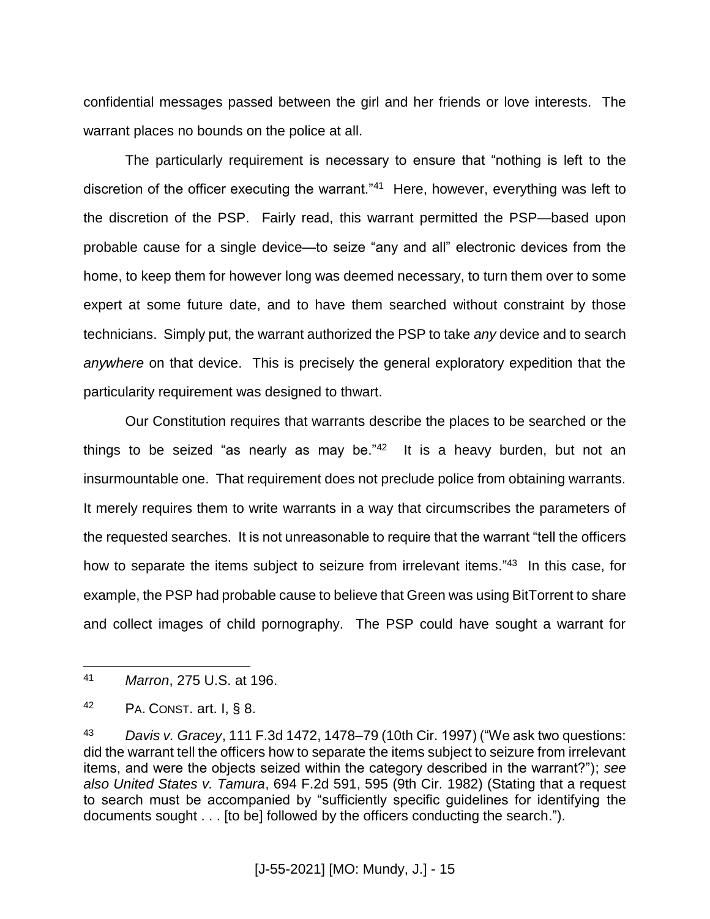confidential messages passed between the girl and her friends or love interests. The warrant places no bounds on the police at all.

The particularly requirement is necessary to ensure that "nothing is left to the discretion of the officer executing the warrant."[41] Here, however, everything was left to the discretion of the PSP. Fairly read, this warrant permitted the PSP—based upon probable cause for a single device—to seize "any and all" electronic devices from the home, to keep them for however long was deemed necessary, to turn them over to some expert at some future date, and to have them searched without constraint by those technicians. Simply put, the warrant authorized the PSP to take *any* device and to search *anywhere* on that device. This is precisely the general exploratory expedition that the particularity requirement was designed to thwart.

Our Constitution requires that warrants describe the places to be searched or the things to be seized "as nearly as may be."[42] It is a heavy burden, but not an insurmountable one. That requirement does not preclude police from obtaining warrants. It merely requires them to write warrants in a way that circumscribes the parameters of the requested searches. It is not unreasonable to require that the warrant "tell the officers how to separate the items subject to seizure from irrelevant items."[43] In this case, for example, the PSP had probable cause to believe that Green was using BitTorrent to share and collect images of child pornography. The PSP could have sought a warrant for

---

[41] *Marron*, 275 U.S. at 196.

[42] PA. CONST. art. I, § 8.

[43] *Davis v. Gracey*, 111 F.3d 1472, 1478–79 (10th Cir. 1997) ("We ask two questions: did the warrant tell the officers how to separate the items subject to seizure from irrelevant items, and were the objects seized within the category described in the warrant?"); *see also United States v. Tamura*, 694 F.2d 591, 595 (9th Cir. 1982) (Stating that a request to search must be accompanied by "sufficiently specific guidelines for identifying the documents sought . . . [to be] followed by the officers conducting the search.").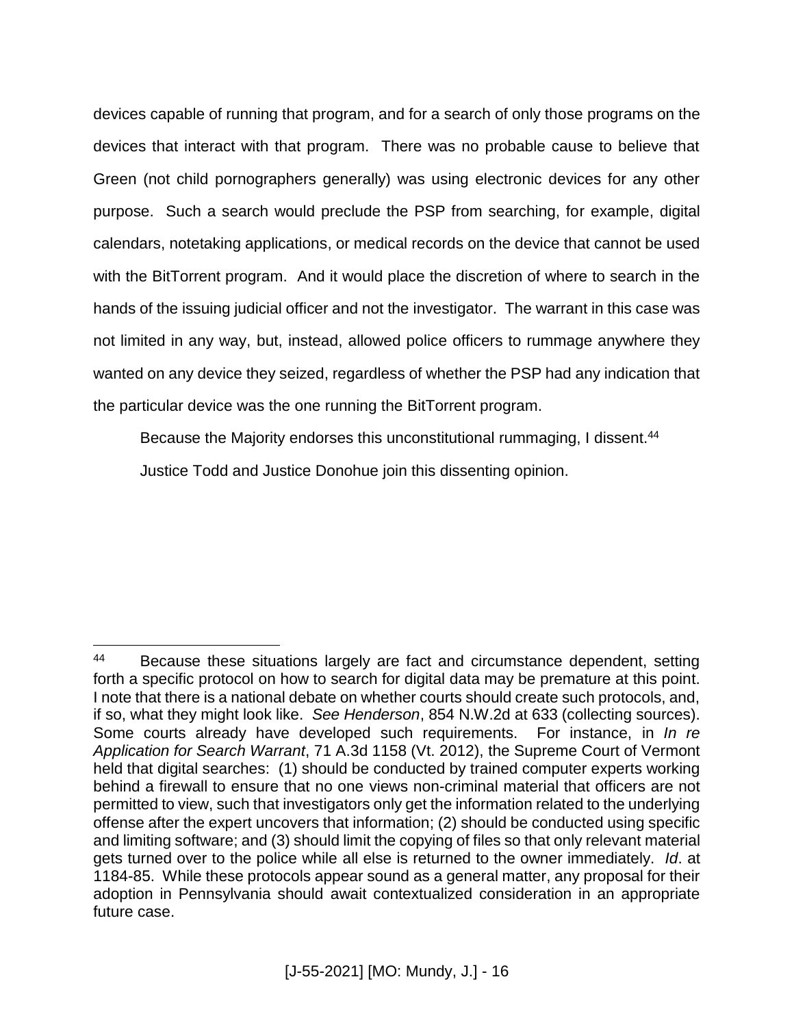devices capable of running that program, and for a search of only those programs on the devices that interact with that program. There was no probable cause to believe that Green (not child pornographers generally) was using electronic devices for any other purpose. Such a search would preclude the PSP from searching, for example, digital calendars, notetaking applications, or medical records on the device that cannot be used with the BitTorrent program. And it would place the discretion of where to search in the hands of the issuing judicial officer and not the investigator. The warrant in this case was not limited in any way, but, instead, allowed police officers to rummage anywhere they wanted on any device they seized, regardless of whether the PSP had any indication that the particular device was the one running the BitTorrent program.

Because the Majority endorses this unconstitutional rummaging, I dissent.[44]

Justice Todd and Justice Donohue join this dissenting opinion.

---

[44] Because these situations largely are fact and circumstance dependent, setting forth a specific protocol on how to search for digital data may be premature at this point. I note that there is a national debate on whether courts should create such protocols, and, if so, what they might look like. *See Henderson*, 854 N.W.2d at 633 (collecting sources). Some courts already have developed such requirements. For instance, in *In re Application for Search Warrant*, 71 A.3d 1158 (Vt. 2012), the Supreme Court of Vermont held that digital searches: (1) should be conducted by trained computer experts working behind a firewall to ensure that no one views non-criminal material that officers are not permitted to view, such that investigators only get the information related to the underlying offense after the expert uncovers that information; (2) should be conducted using specific and limiting software; and (3) should limit the copying of files so that only relevant material gets turned over to the police while all else is returned to the owner immediately. *Id*. at 1184-85. While these protocols appear sound as a general matter, any proposal for their adoption in Pennsylvania should await contextualized consideration in an appropriate future case.